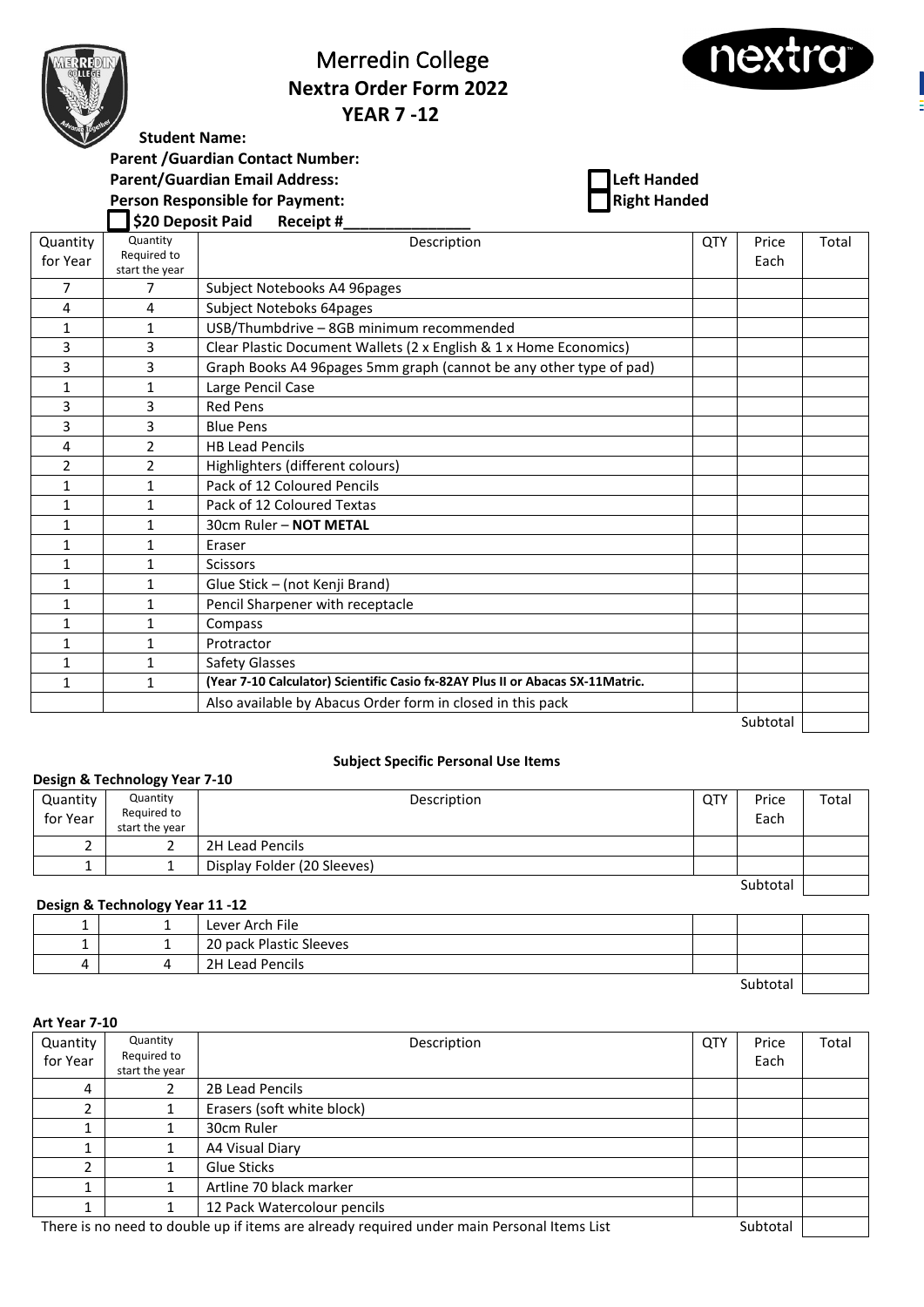# Merredin College
## Nextra Order Form 2022
## YEAR 7 -12

**Student Name:**

**Parent /Guardian Contact Number:**

**Parent/Guardian Email Address:**

**Person Responsible for Payment:**

☐ **Left Handed**

☐ **Right Handed**

☐ **$20 Deposit Paid Receipt #______________**

| Quantity for Year | Quantity Required to start the year | Description | QTY | Price Each | Total |
|---|---|---|---|---|---|
| 7 | 7 | Subject Notebooks A4 96pages | | | |
| 4 | 4 | Subject Noteboks 64pages | | | |
| 1 | 1 | USB/Thumbdrive – 8GB minimum recommended | | | |
| 3 | 3 | Clear Plastic Document Wallets (2 x English & 1 x Home Economics) | | | |
| 3 | 3 | Graph Books A4 96pages 5mm graph (cannot be any other type of pad) | | | |
| 1 | 1 | Large Pencil Case | | | |
| 3 | 3 | Red Pens | | | |
| 3 | 3 | Blue Pens | | | |
| 4 | 2 | HB Lead Pencils | | | |
| 2 | 2 | Highlighters (different colours) | | | |
| 1 | 1 | Pack of 12 Coloured Pencils | | | |
| 1 | 1 | Pack of 12 Coloured Textas | | | |
| 1 | 1 | 30cm Ruler – **NOT METAL** | | | |
| 1 | 1 | Eraser | | | |
| 1 | 1 | Scissors | | | |
| 1 | 1 | Glue Stick – (not Kenji Brand) | | | |
| 1 | 1 | Pencil Sharpener with receptacle | | | |
| 1 | 1 | Compass | | | |
| 1 | 1 | Protractor | | | |
| 1 | 1 | Safety Glasses | | | |
| 1 | 1 | **(Year 7-10 Calculator) Scientific Casio fx-82AY Plus II or Abacas SX-11Matric.** | | | |
| | | Also available by Abacus Order form in closed in this pack | | | |
| | | | | Subtotal | |

**Subject Specific Personal Use Items**

**Design & Technology Year 7-10**

| Quantity for Year | Quantity Required to start the year | Description | QTY | Price Each | Total |
|---|---|---|---|---|---|
| 2 | 2 | 2H Lead Pencils | | | |
| 1 | 1 | Display Folder (20 Sleeves) | | | |
| | | | | Subtotal | |

**Design & Technology Year 11 -12**

| Quantity for Year | Quantity Required to start the year | Description | QTY | Price Each | Total |
|---|---|---|---|---|---|
| 1 | 1 | Lever Arch File | | | |
| 1 | 1 | 20 pack Plastic Sleeves | | | |
| 4 | 4 | 2H Lead Pencils | | | |
| | | | | Subtotal | |

**Art Year 7-10**

| Quantity for Year | Quantity Required to start the year | Description | QTY | Price Each | Total |
|---|---|---|---|---|---|
| 4 | 2 | 2B Lead Pencils | | | |
| 2 | 1 | Erasers (soft white block) | | | |
| 1 | 1 | 30cm Ruler | | | |
| 1 | 1 | A4 Visual Diary | | | |
| 2 | 1 | Glue Sticks | | | |
| 1 | 1 | Artline 70 black marker | | | |
| 1 | 1 | 12 Pack Watercolour pencils | | | |
| There is no need to double up if items are already required under main Personal Items List | | | | Subtotal | |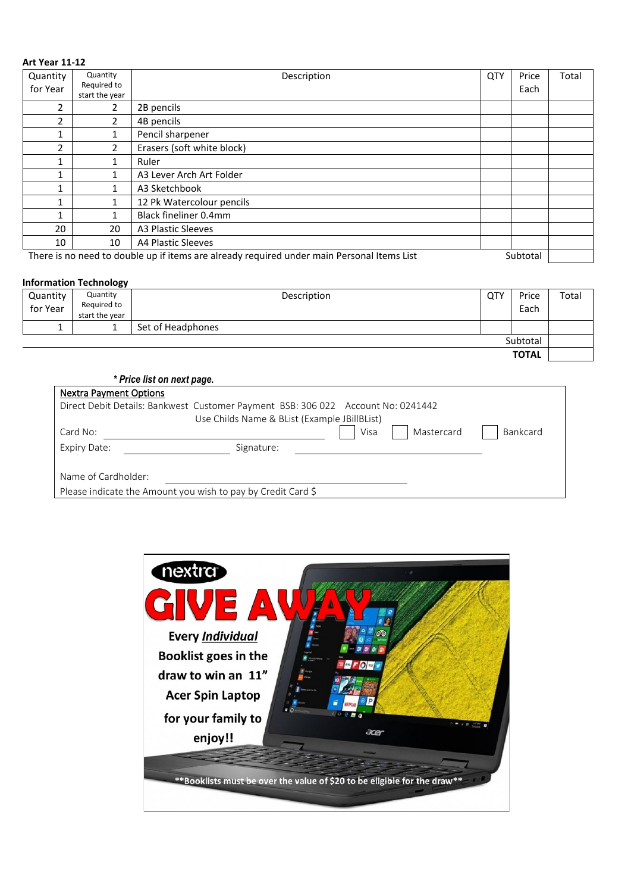**Art Year 11-12**

| Quantity for Year | Quantity Required to start the year | Description | QTY | Price Each | Total |
|---|---|---|---|---|---|
| 2 | 2 | 2B pencils | | | |
| 2 | 2 | 4B pencils | | | |
| 1 | 1 | Pencil sharpener | | | |
| 2 | 2 | Erasers (soft white block) | | | |
| 1 | 1 | Ruler | | | |
| 1 | 1 | A3 Lever Arch Art Folder | | | |
| 1 | 1 | A3 Sketchbook | | | |
| 1 | 1 | 12 Pk Watercolour pencils | | | |
| 1 | 1 | Black fineliner 0.4mm | | | |
| 20 | 20 | A3 Plastic Sleeves | | | |
| 10 | 10 | A4 Plastic Sleeves | | | |
| There is no need to double up if items are already required under main Personal Items List | | | | Subtotal | |

**Information Technology**

| Quantity for Year | Quantity Required to start the year | Description | QTY | Price Each | Total |
|---|---|---|---|---|---|
| 1 | 1 | Set of Headphones | | | |
| | | | | Subtotal | |
| | | | | **TOTAL** | |

***\* Price list on next page.***

<u>Nextra Payment Options</u>

Direct Debit Details: Bankwest Customer Payment BSB: 306 022 Account No: 0241442

Use Childs Name & BList (Example JBillBList)

Card No: ______________________ ☐ Visa ☐ Mastercard ☐ Bankcard

Expiry Date: ______________ Signature: ______________________

Name of Cardholder: ______________________

Please indicate the Amount you wish to pay by Credit Card $

nextra

**GIVE AWAY**

**Every *Individual* Booklist goes in the draw to win an 11" Acer Spin Laptop for your family to enjoy!!**

****Booklists must be over the value of $20 to be eligible for the draw****